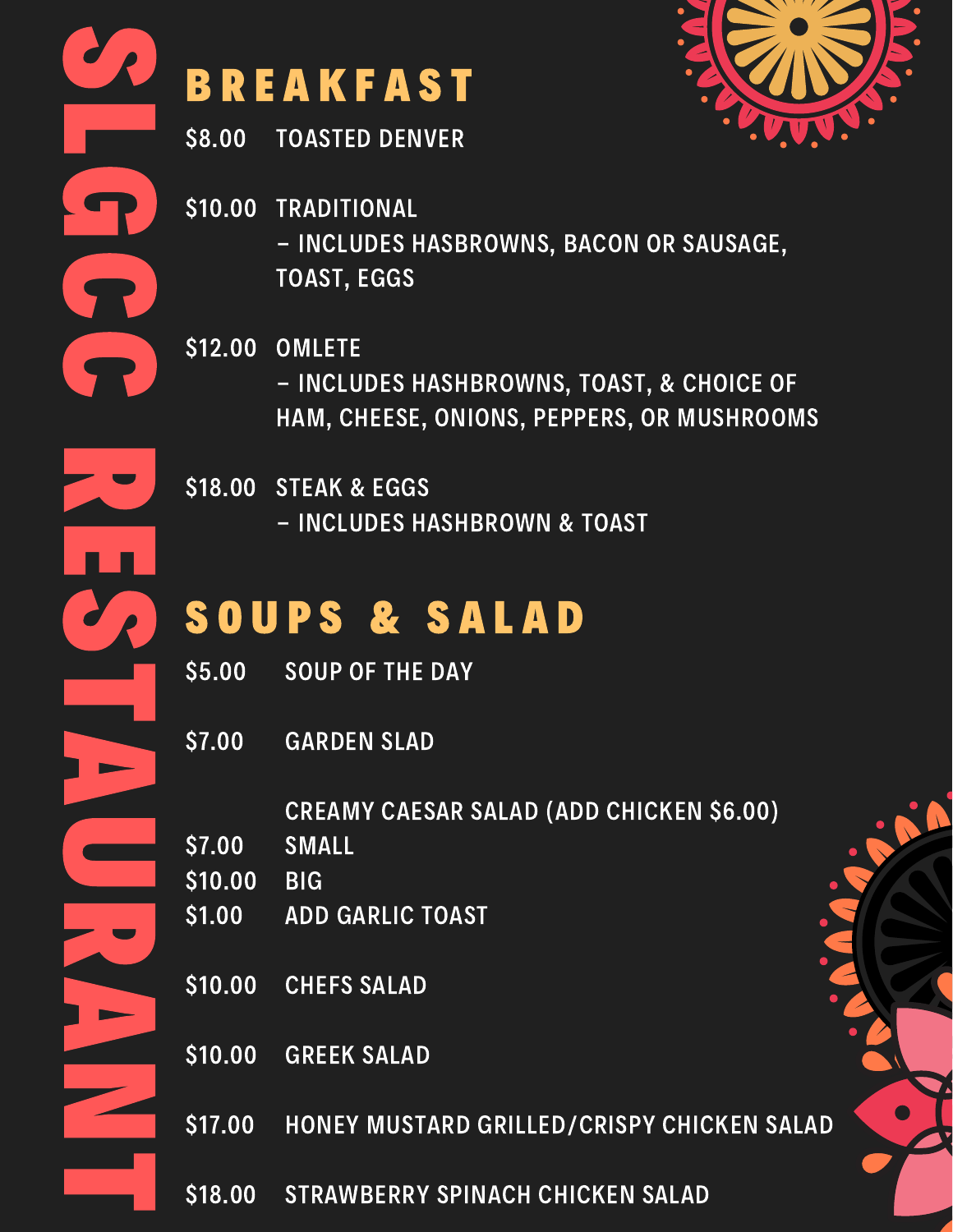# SLGCC RESTAURANT

## BREAKFAST

$8.00 TOASTED DENVER

$10.00 TRADITIONAL
– INCLUDES HASBROWNS, BACON OR SAUSAGE, TOAST, EGGS

$12.00 OMLETE
– INCLUDES HASHBROWNS, TOAST, & CHOICE OF HAM, CHEESE, ONIONS, PEPPERS, OR MUSHROOMS

$18.00 STEAK & EGGS
– INCLUDES HASHBROWN & TOAST

## SOUPS & SALAD

$5.00 SOUP OF THE DAY

$7.00 GARDEN SLAD

CREAMY CAESAR SALAD (ADD CHICKEN $6.00)
$7.00 SMALL
$10.00 BIG
$1.00 ADD GARLIC TOAST

$10.00 CHEFS SALAD

$10.00 GREEK SALAD

$17.00 HONEY MUSTARD GRILLED/CRISPY CHICKEN SALAD

$18.00 STRAWBERRY SPINACH CHICKEN SALAD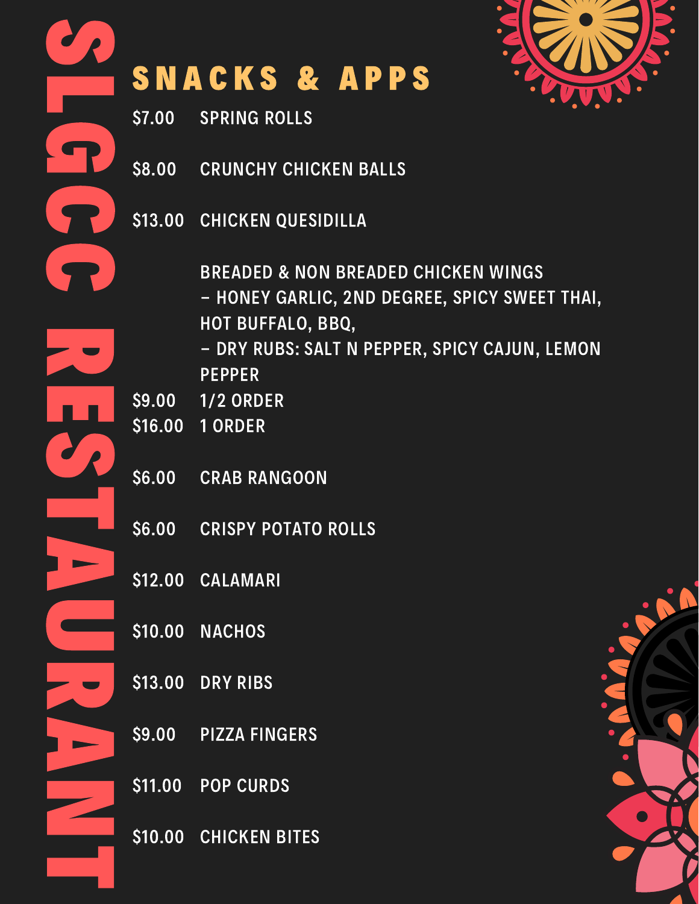SLGCC RESTAURANT

## SNACKS & APPS

$7.00 SPRING ROLLS

$8.00 CRUNCHY CHICKEN BALLS

$13.00 CHICKEN QUESIDILLA

BREADED & NON BREADED CHICKEN WINGS
– HONEY GARLIC, 2ND DEGREE, SPICY SWEET THAI, HOT BUFFALO, BBQ,
– DRY RUBS: SALT N PEPPER, SPICY CAJUN, LEMON PEPPER

$9.00 1/2 ORDER
$16.00 1 ORDER

$6.00 CRAB RANGOON

$6.00 CRISPY POTATO ROLLS

$12.00 CALAMARI

$10.00 NACHOS

$13.00 DRY RIBS

$9.00 PIZZA FINGERS

$11.00 POP CURDS

$10.00 CHICKEN BITES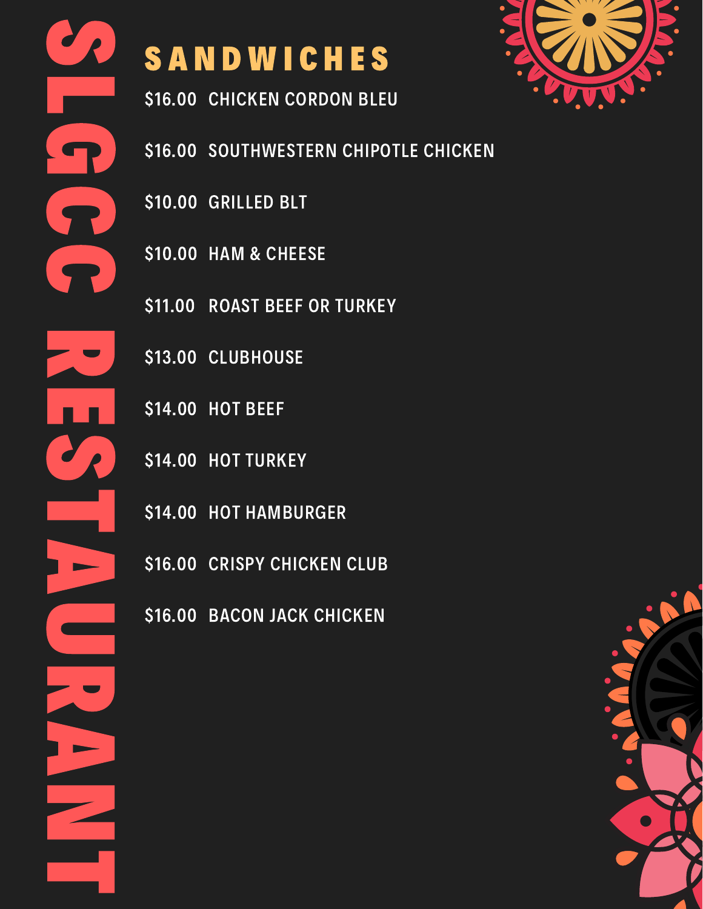# SLGCC RESTAURANT

## SANDWICHES

$16.00 CHICKEN CORDON BLEU

$16.00 SOUTHWESTERN CHIPOTLE CHICKEN

$10.00 GRILLED BLT

$10.00 HAM & CHEESE

$11.00 ROAST BEEF OR TURKEY

$13.00 CLUBHOUSE

$14.00 HOT BEEF

$14.00 HOT TURKEY

$14.00 HOT HAMBURGER

$16.00 CRISPY CHICKEN CLUB

$16.00 BACON JACK CHICKEN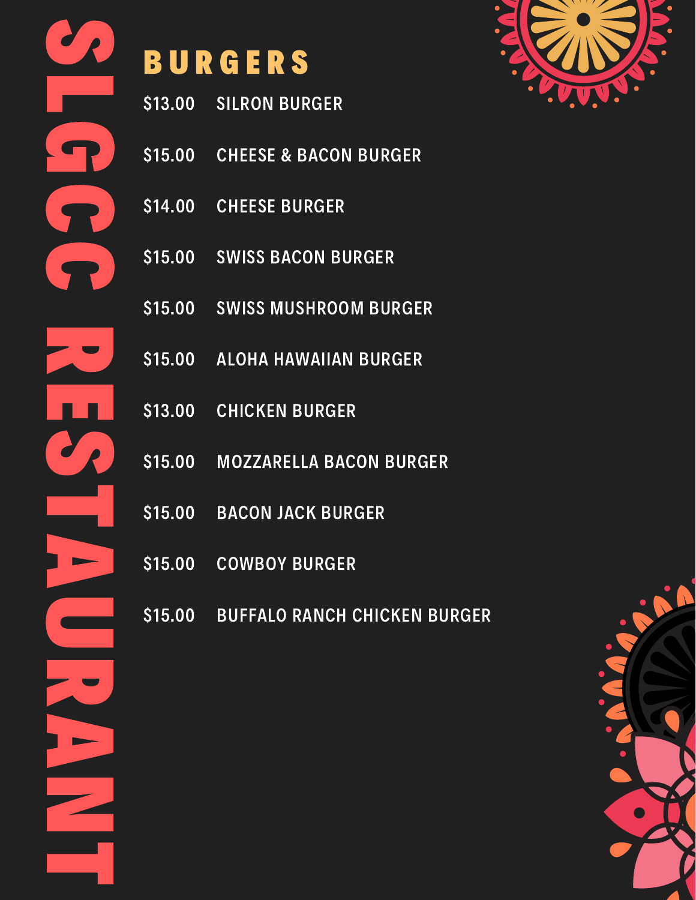# SLGCC RESTAURANT

## BURGERS

$13.00 SILRON BURGER

$15.00 CHEESE & BACON BURGER

$14.00 CHEESE BURGER

$15.00 SWISS BACON BURGER

$15.00 SWISS MUSHROOM BURGER

$15.00 ALOHA HAWAIIAN BURGER

$13.00 CHICKEN BURGER

$15.00 MOZZARELLA BACON BURGER

$15.00 BACON JACK BURGER

$15.00 COWBOY BURGER

$15.00 BUFFALO RANCH CHICKEN BURGER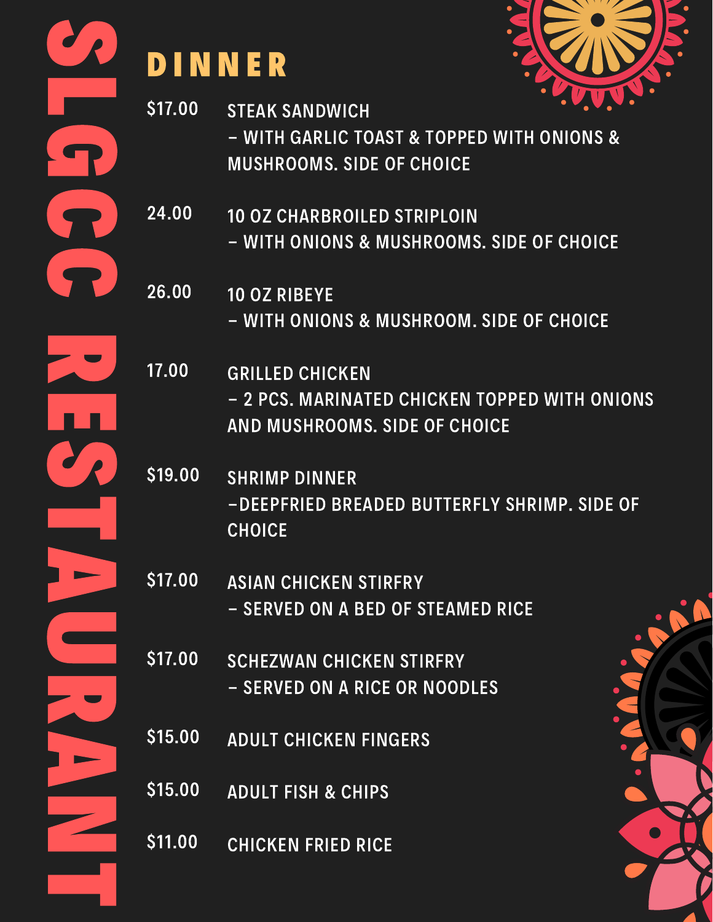# SLGCC RESTAURANT

## DINNER

$17.00 **STEAK SANDWICH**
– WITH GARLIC TOAST & TOPPED WITH ONIONS & MUSHROOMS. SIDE OF CHOICE

24.00 **10 OZ CHARBROILED STRIPLOIN**
– WITH ONIONS & MUSHROOMS. SIDE OF CHOICE

26.00 **10 OZ RIBEYE**
– WITH ONIONS & MUSHROOM. SIDE OF CHOICE

17.00 **GRILLED CHICKEN**
– 2 PCS. MARINATED CHICKEN TOPPED WITH ONIONS AND MUSHROOMS. SIDE OF CHOICE

$19.00 **SHRIMP DINNER**
–DEEPFRIED BREADED BUTTERFLY SHRIMP. SIDE OF CHOICE

$17.00 **ASIAN CHICKEN STIRFRY**
– SERVED ON A BED OF STEAMED RICE

$17.00 **SCHEZWAN CHICKEN STIRFRY**
– SERVED ON A RICE OR NOODLES

$15.00 **ADULT CHICKEN FINGERS**

$15.00 **ADULT FISH & CHIPS**

$11.00 **CHICKEN FRIED RICE**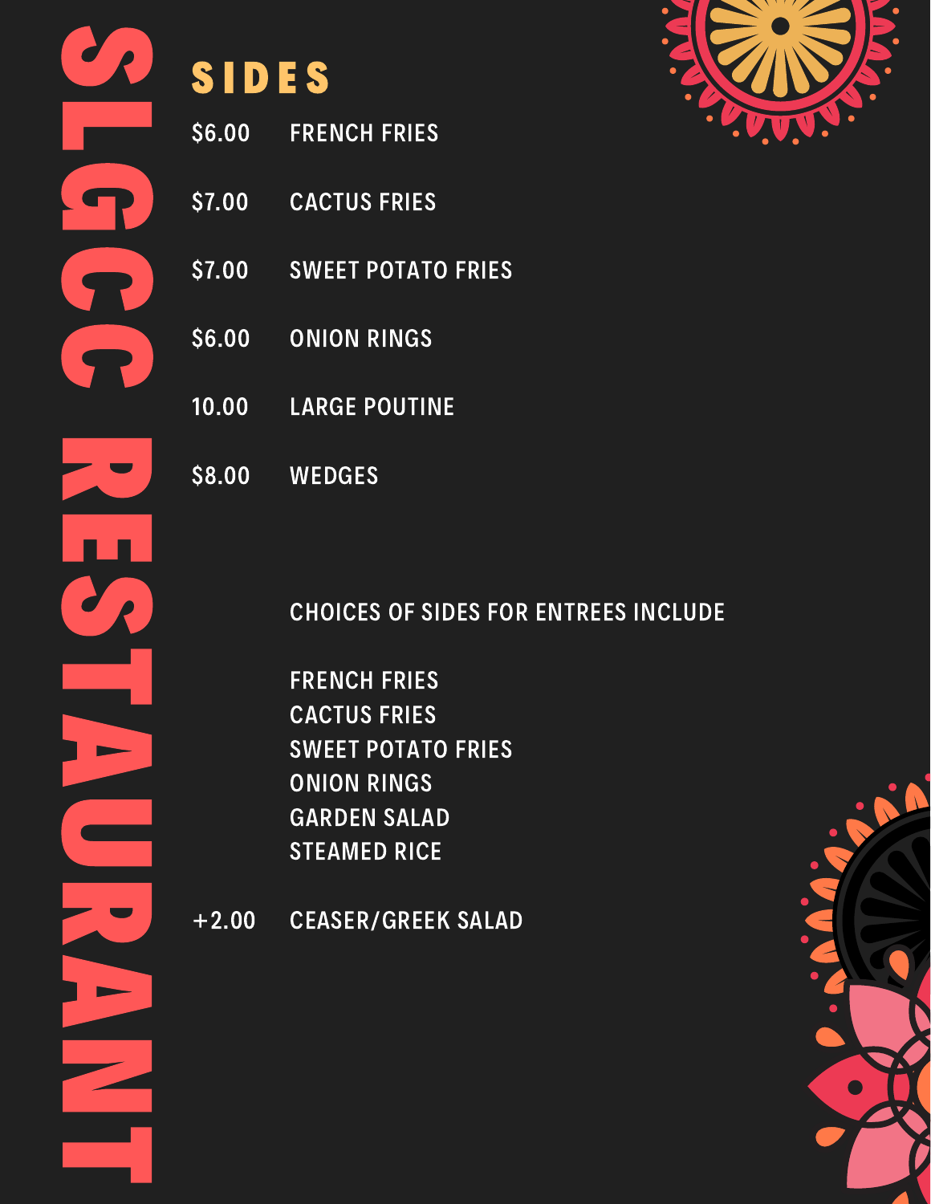# SLGCC RESTAURANT

## SIDES

$6.00 FRENCH FRIES

$7.00 CACTUS FRIES

$7.00 SWEET POTATO FRIES

$6.00 ONION RINGS

10.00 LARGE POUTINE

$8.00 WEDGES

CHOICES OF SIDES FOR ENTREES INCLUDE

FRENCH FRIES
CACTUS FRIES
SWEET POTATO FRIES
ONION RINGS
GARDEN SALAD
STEAMED RICE

+2.00 CEASER/GREEK SALAD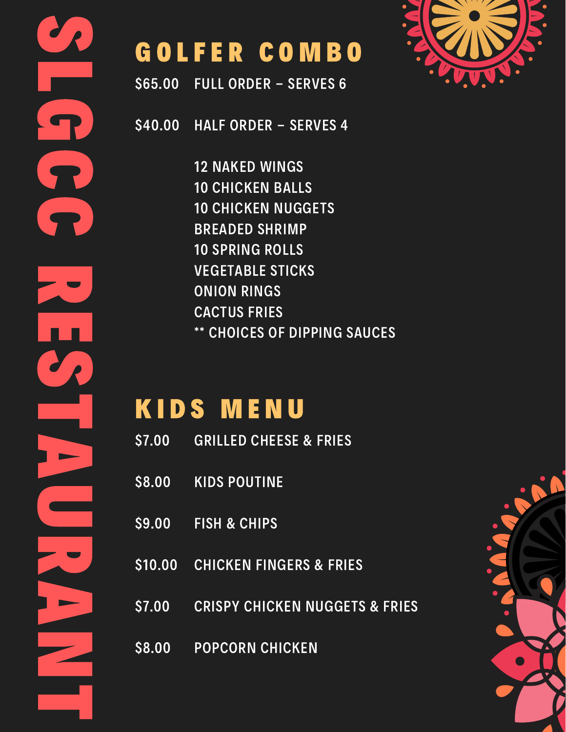# SLGCC RESTAURANT

## GOLFER COMBO

$65.00 FULL ORDER – SERVES 6

$40.00 HALF ORDER – SERVES 4

12 NAKED WINGS
10 CHICKEN BALLS
10 CHICKEN NUGGETS
BREADED SHRIMP
10 SPRING ROLLS
VEGETABLE STICKS
ONION RINGS
CACTUS FRIES
** CHOICES OF DIPPING SAUCES

## KIDS MENU

$7.00 GRILLED CHEESE & FRIES

$8.00 KIDS POUTINE

$9.00 FISH & CHIPS

$10.00 CHICKEN FINGERS & FRIES

$7.00 CRISPY CHICKEN NUGGETS & FRIES

$8.00 POPCORN CHICKEN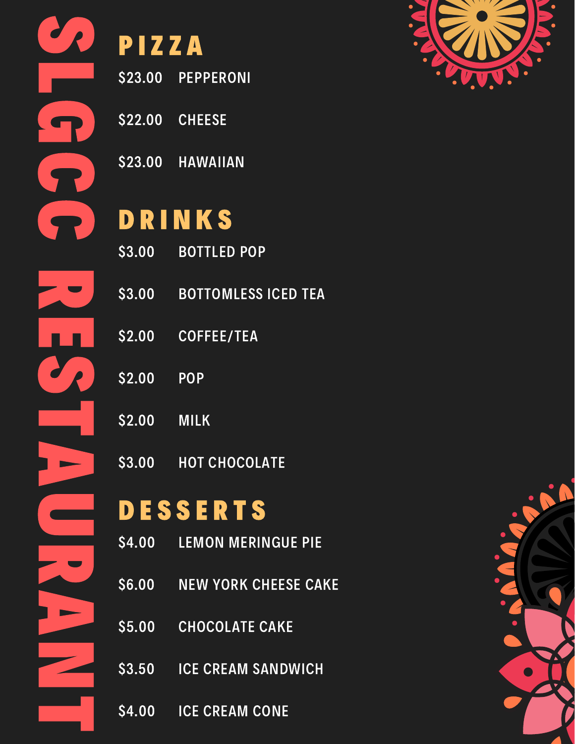# SLGCC RESTAURANT

## PIZZA

$23.00 PEPPERONI

$22.00 CHEESE

$23.00 HAWAIIAN

## DRINKS

$3.00 BOTTLED POP

$3.00 BOTTOMLESS ICED TEA

$2.00 COFFEE/TEA

$2.00 POP

$2.00 MILK

$3.00 HOT CHOCOLATE

## DESSERTS

$4.00 LEMON MERINGUE PIE

$6.00 NEW YORK CHEESE CAKE

$5.00 CHOCOLATE CAKE

$3.50 ICE CREAM SANDWICH

$4.00 ICE CREAM CONE